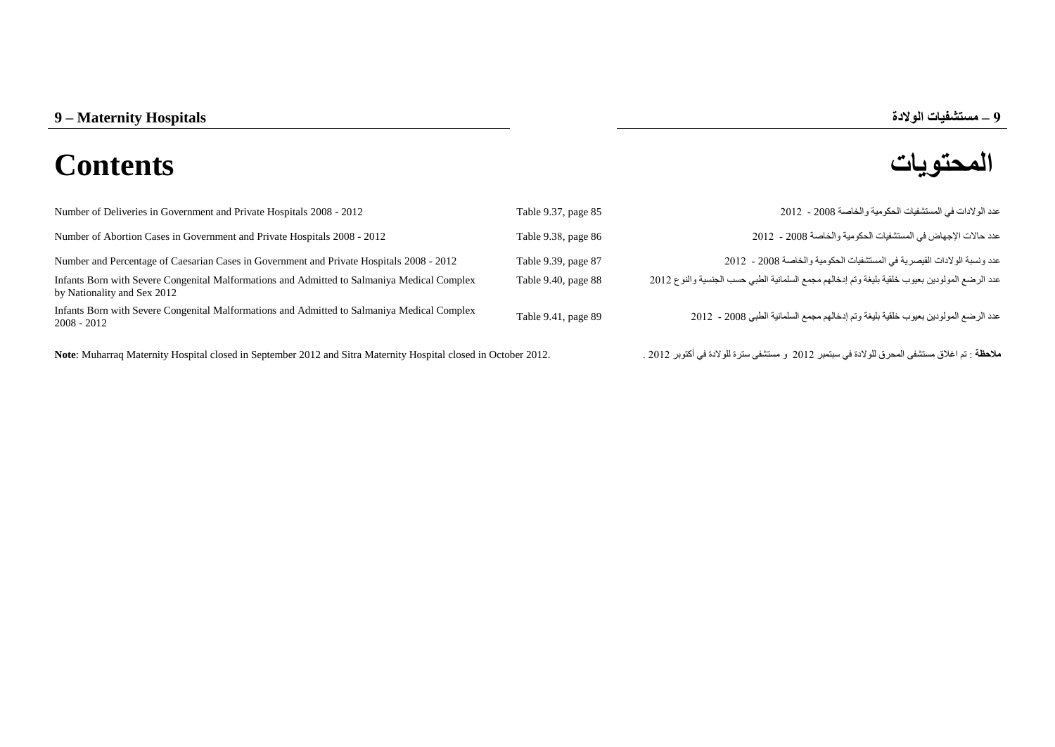## 9 – Maternity Hospitals

## 9 – مستشفيات الولادة

# Contents

# المحتويات

| | | |
|---|---|---|
| Number of Deliveries in Government and Private Hospitals 2008 - 2012 | Table 9.37, page 85 | عدد الولادات في المستشفيات الحكومية والخاصة 2008 - 2012 |
| Number of Abortion Cases in Government and Private Hospitals 2008 - 2012 | Table 9.38, page 86 | عدد حالات الإجهاض في المستشفيات الحكومية والخاصة 2008 - 2012 |
| Number and Percentage of Caesarian Cases in Government and Private Hospitals 2008 - 2012 | Table 9.39, page 87 | عدد ونسبة الولادات القيصرية في المستشفيات الحكومية والخاصة 2008 - 2012 |
| Infants Born with Severe Congenital Malformations and Admitted to Salmaniya Medical Complex by Nationality and Sex 2012 | Table 9.40, page 88 | عدد الرضع المولودين بعيوب خلقية بليغة وتم إدخالهم مجمع السلمانية الطبي حسب الجنسية والنوع 2012 |
| Infants Born with Severe Congenital Malformations and Admitted to Salmaniya Medical Complex 2008 - 2012 | Table 9.41, page 89 | عدد الرضع المولودين بعيوب خلقية بليغة وتم إدخالهم مجمع السلمانية الطبي 2008 - 2012 |

**Note**: Muharraq Maternity Hospital closed in September 2012 and Sitra Maternity Hospital closed in October 2012.

**ملاحظة** : تم اغلاق مستشفى المحرق للولادة في سبتمبر 2012 و مستشفى سترة للولادة في أكتوبر 2012 .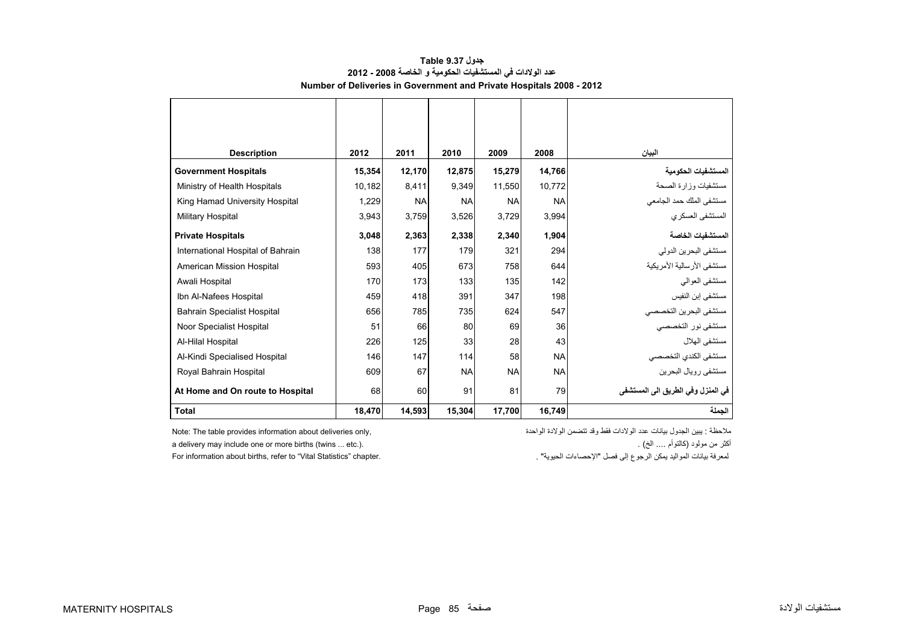# جدول Table 9.37

## عدد الولادات في المستشفيات الحكومية و الخاصة 2008 - 2012

## Number of Deliveries in Government and Private Hospitals 2008 - 2012

| Description | 2012 | 2011 | 2010 | 2009 | 2008 | البيان |
|---|---|---|---|---|---|---|
| **Government Hospitals** | **15,354** | **12,170** | **12,875** | **15,279** | **14,766** | **المستشفيات الحكومية** |
| Ministry of Health Hospitals | 10,182 | 8,411 | 9,349 | 11,550 | 10,772 | مستشفيات وزارة الصحة |
| King Hamad University Hospital | 1,229 | NA | NA | NA | NA | مستشفى الملك حمد الجامعي |
| Military Hospital | 3,943 | 3,759 | 3,526 | 3,729 | 3,994 | المستشفى العسكري |
| **Private Hospitals** | **3,048** | **2,363** | **2,338** | **2,340** | **1,904** | **المستشفيات الخاصة** |
| International Hospital of Bahrain | 138 | 177 | 179 | 321 | 294 | مستشفى البحرين الدولي |
| American Mission Hospital | 593 | 405 | 673 | 758 | 644 | مستشفى الأرسالية الأمريكية |
| Awali Hospital | 170 | 173 | 133 | 135 | 142 | مستشفى العوالي |
| Ibn Al-Nafees Hospital | 459 | 418 | 391 | 347 | 198 | مستشفى إبن النفيس |
| Bahrain Specialist Hospital | 656 | 785 | 735 | 624 | 547 | مستشفى البحرين التخصصي |
| Noor Specialist Hospital | 51 | 66 | 80 | 69 | 36 | مستشفى نور التخصصي |
| Al-Hilal Hospital | 226 | 125 | 33 | 28 | 43 | مستشفى الهلال |
| Al-Kindi Specialised Hospital | 146 | 147 | 114 | 58 | NA | مستشفى الكندي التخصصي |
| Royal Bahrain Hospital | 609 | 67 | NA | NA | NA | مستشفى رويال البحرين |
| **At Home and On route to Hospital** | 68 | 60 | 91 | 81 | 79 | **في المنزل وفي الطريق الى المستشفى** |
| **Total** | **18,470** | **14,593** | **15,304** | **17,700** | **16,749** | **الجملة** |

Note: The table provides information about deliveries only,
a delivery may include one or more births (twins ... etc.).
For information about births, refer to “Vital Statistics” chapter.

ملاحظة : يبين الجدول بيانات عدد الولادات فقط وقد تتضمن الولادة الواحدة
أكثر من مولود (كالتوأم .... الخ) .
لمعرفة بيانات المواليد يمكن الرجوع إلى فصل "الإحصاءات الحيوية" .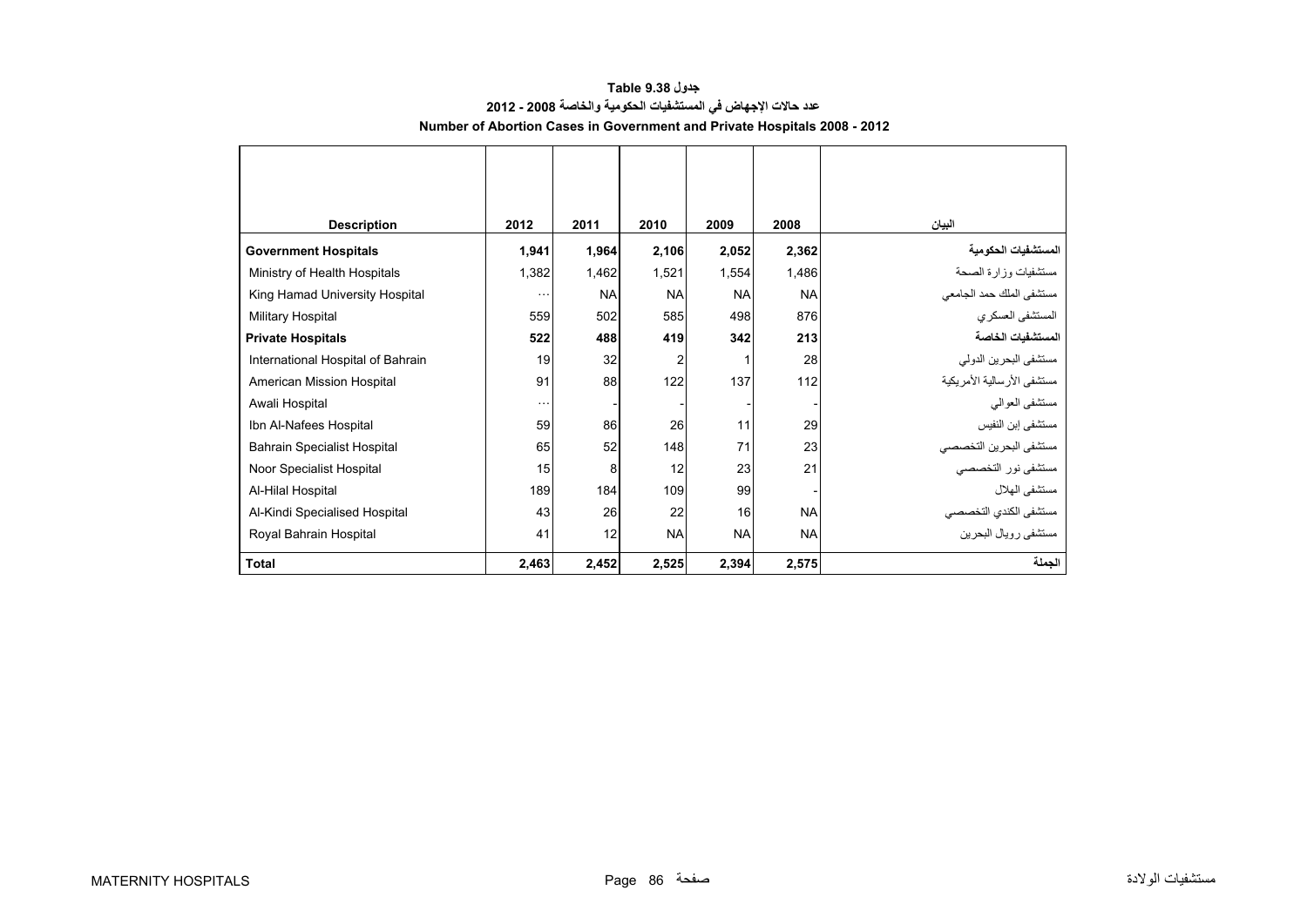جدول Table 9.38

عدد حالات الإجهاض في المستشفيات الحكومية والخاصة 2008 - 2012

Number of Abortion Cases in Government and Private Hospitals 2008 - 2012

| Description | 2012 | 2011 | 2010 | 2009 | 2008 | البيان |
|---|---|---|---|---|---|---|
| **Government Hospitals** | **1,941** | **1,964** | **2,106** | **2,052** | **2,362** | **المستشفيات الحكومية** |
| Ministry of Health Hospitals | 1,382 | 1,462 | 1,521 | 1,554 | 1,486 | مستشفيات وزارة الصحة |
| King Hamad University Hospital | … | NA | NA | NA | NA | مستشفى الملك حمد الجامعي |
| Military Hospital | 559 | 502 | 585 | 498 | 876 | المستشفى العسكري |
| **Private Hospitals** | **522** | **488** | **419** | **342** | **213** | **المستشفيات الخاصة** |
| International Hospital of Bahrain | 19 | 32 | 2 | 1 | 28 | مستشفى البحرين الدولي |
| American Mission Hospital | 91 | 88 | 122 | 137 | 112 | مستشفى الأرسالية الأمريكية |
| Awali Hospital | … | - | - | - | - | مستشفى العوالي |
| Ibn Al-Nafees Hospital | 59 | 86 | 26 | 11 | 29 | مستشفى إبن النفيس |
| Bahrain Specialist Hospital | 65 | 52 | 148 | 71 | 23 | مستشفى البحرين التخصصي |
| Noor Specialist Hospital | 15 | 8 | 12 | 23 | 21 | مستشفى نور التخصصي |
| Al-Hilal Hospital | 189 | 184 | 109 | 99 | - | مستشفى الهلال |
| Al-Kindi Specialised Hospital | 43 | 26 | 22 | 16 | NA | مستشفى الكندي التخصصي |
| Royal Bahrain Hospital | 41 | 12 | NA | NA | NA | مستشفى رويال البحرين |
| **Total** | **2,463** | **2,452** | **2,525** | **2,394** | **2,575** | **الجملة** |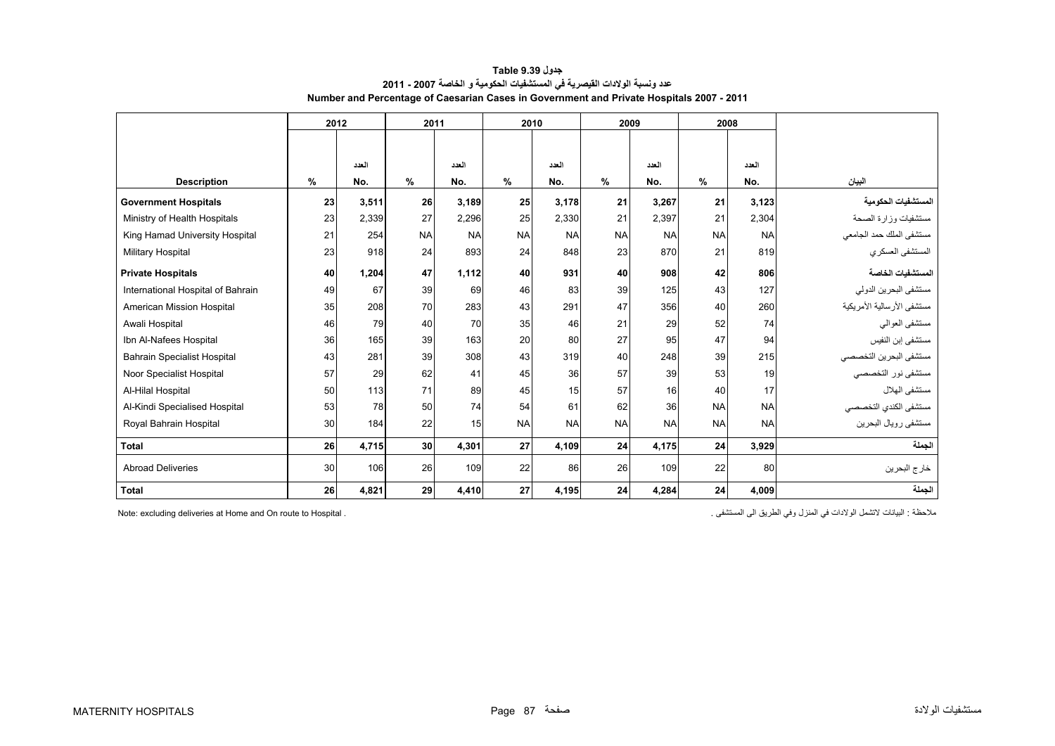**جدول Table 9.39**

**عدد ونسبة الولادات القيصرية في المستشفيات الحكومية و الخاصة 2007 - 2011**

**Number and Percentage of Caesarian Cases in Government and Private Hospitals 2007 - 2011**

| | 2012 | | 2011 | | 2010 | | 2009 | | 2008 | | |
|---|---|---|---|---|---|---|---|---|---|---|---|
| **Description** | **%** | **العدد No.** | **%** | **العدد No.** | **%** | **العدد No.** | **%** | **العدد No.** | **%** | **العدد No.** | **البيان** |
| **Government Hospitals** | **23** | **3,511** | **26** | **3,189** | **25** | **3,178** | **21** | **3,267** | **21** | **3,123** | **المستشفيات الحكومية** |
| Ministry of Health Hospitals | 23 | 2,339 | 27 | 2,296 | 25 | 2,330 | 21 | 2,397 | 21 | 2,304 | مستشفيات وزارة الصحة |
| King Hamad University Hospital | 21 | 254 | NA | NA | NA | NA | NA | NA | NA | NA | مستشفى الملك حمد الجامعي |
| Military Hospital | 23 | 918 | 24 | 893 | 24 | 848 | 23 | 870 | 21 | 819 | المستشفى العسكري |
| **Private Hospitals** | **40** | **1,204** | **47** | **1,112** | **40** | **931** | **40** | **908** | **42** | **806** | **المستشفيات الخاصة** |
| International Hospital of Bahrain | 49 | 67 | 39 | 69 | 46 | 83 | 39 | 125 | 43 | 127 | مستشفى البحرين الدولي |
| American Mission Hospital | 35 | 208 | 70 | 283 | 43 | 291 | 47 | 356 | 40 | 260 | مستشفى الأرسالية الأمريكية |
| Awali Hospital | 46 | 79 | 40 | 70 | 35 | 46 | 21 | 29 | 52 | 74 | مستشفى العوالي |
| Ibn Al-Nafees Hospital | 36 | 165 | 39 | 163 | 20 | 80 | 27 | 95 | 47 | 94 | مستشفى إبن النفيس |
| Bahrain Specialist Hospital | 43 | 281 | 39 | 308 | 43 | 319 | 40 | 248 | 39 | 215 | مستشفى البحرين التخصصي |
| Noor Specialist Hospital | 57 | 29 | 62 | 41 | 45 | 36 | 57 | 39 | 53 | 19 | مستشفى نور التخصصي |
| Al-Hilal Hospital | 50 | 113 | 71 | 89 | 45 | 15 | 57 | 16 | 40 | 17 | مستشفى الهلال |
| Al-Kindi Specialised Hospital | 53 | 78 | 50 | 74 | 54 | 61 | 62 | 36 | NA | NA | مستشفى الكندي التخصصي |
| Royal Bahrain Hospital | 30 | 184 | 22 | 15 | NA | NA | NA | NA | NA | NA | مستشفى رويال البحرين |
| **Total** | **26** | **4,715** | **30** | **4,301** | **27** | **4,109** | **24** | **4,175** | **24** | **3,929** | **الجملة** |
| Abroad Deliveries | 30 | 106 | 26 | 109 | 22 | 86 | 26 | 109 | 22 | 80 | خارج البحرين |
| **Total** | **26** | **4,821** | **29** | **4,410** | **27** | **4,195** | **24** | **4,284** | **24** | **4,009** | **الجملة** |

Note: excluding deliveries at Home and On route to Hospital .

ملاحظة : البيانات لاتشمل الولادات في المنزل وفي الطريق الى المستشفى .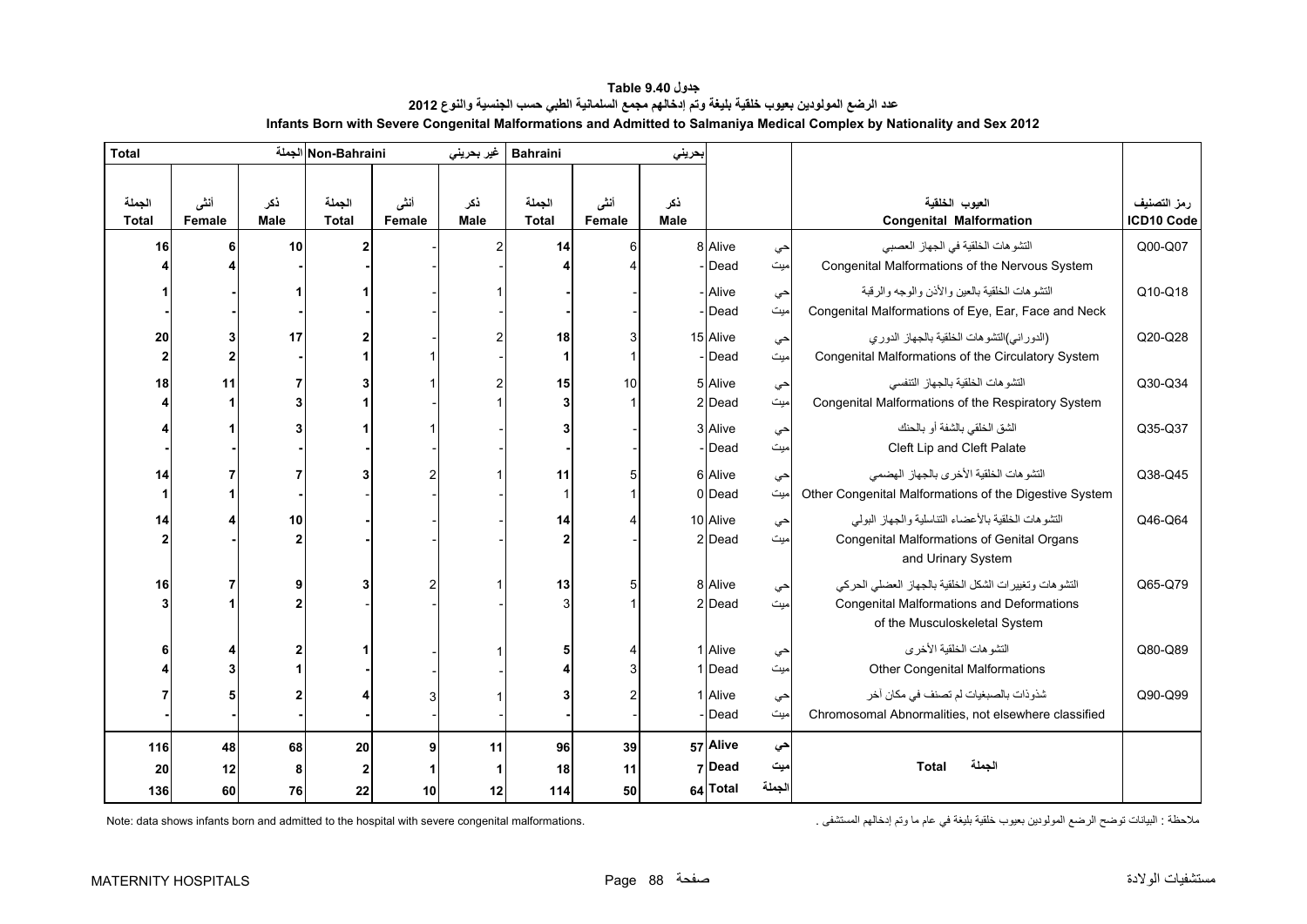# جدول Table 9.40

## عدد الرضع المولودين بعيوب خلقية بليغة وتم إدخالهم مجمع السلمانية الطبي حسب الجنسية والنوع 2012

## Infants Born with Severe Congenital Malformations and Admitted to Salmaniya Medical Complex by Nationality and Sex 2012

| Total الجملة | | | Non-Bahraini غير بحريني | | | Bahraini بحريني | | | | | | |
|---|---|---|---|---|---|---|---|---|---|---|---|---|
| الجملة Total | أنثى Female | ذكر Male | الجملة Total | أنثى Female | ذكر Male | الجملة Total | أنثى Female | ذكر Male | | | العيوب الخلقية Congenital Malformation | رمز التصنيف ICD10 Code |
| 16 | 6 | 10 | 2 | - | 2 | 14 | 6 | 8 | Alive | حي | التشوهات الخلقية في الجهاز العصبي Congenital Malformations of the Nervous System | Q00-Q07 |
| 4 | 4 | - | - | - | - | 4 | 4 | - | Dead | ميت | | |
| 1 | - | 1 | 1 | - | 1 | - | - | - | Alive | حي | التشوهات الخلقية بالعين والأذن والوجه والرقبة Congenital Malformations of Eye, Ear, Face and Neck | Q10-Q18 |
| - | - | - | - | - | - | - | - | - | Dead | ميت | | |
| 20 | 3 | 17 | 2 | - | 2 | 18 | 3 | 15 | Alive | حي | (الدوراني)التشوهات الخلقية بالجهاز الدوري Congenital Malformations of the Circulatory System | Q20-Q28 |
| 2 | 2 | - | 1 | 1 | - | 1 | 1 | - | Dead | ميت | | |
| 18 | 11 | 7 | 3 | 1 | 2 | 15 | 10 | 5 | Alive | حي | التشوهات الخلقية بالجهاز التنفسي Congenital Malformations of the Respiratory System | Q30-Q34 |
| 4 | 1 | 3 | 1 | - | 1 | 3 | 1 | 2 | Dead | ميت | | |
| 4 | 1 | 3 | 1 | 1 | - | 3 | - | 3 | Alive | حي | الشق الخلقي بالشفة أو بالحنك Cleft Lip and Cleft Palate | Q35-Q37 |
| - | - | - | - | - | - | - | - | - | Dead | ميت | | |
| 14 | 7 | 7 | 3 | 2 | 1 | 11 | 5 | 6 | Alive | حي | التشوهات الخلقية الأخرى بالجهاز الهضمي Other Congenital Malformations of the Digestive System | Q38-Q45 |
| 1 | 1 | - | - | - | - | 1 | 1 | 0 | Dead | ميت | | |
| 14 | 4 | 10 | - | - | - | 14 | 4 | 10 | Alive | حي | التشوهات الخلقية بالأعضاء التناسلية والجهاز البولي Congenital Malformations of Genital Organs and Urinary System | Q46-Q64 |
| 2 | - | 2 | - | - | - | 2 | - | 2 | Dead | ميت | | |
| 16 | 7 | 9 | 3 | 2 | 1 | 13 | 5 | 8 | Alive | حي | التشوهات وتغييرات الشكل الخلقية بالجهاز العضلي الحركي Congenital Malformations and Deformations of the Musculoskeletal System | Q65-Q79 |
| 3 | 1 | 2 | - | - | - | 3 | 1 | 2 | Dead | ميت | | |
| 6 | 4 | 2 | 1 | - | 1 | 5 | 4 | 1 | Alive | حي | التشوهات الخلقية الأخرى Other Congenital Malformations | Q80-Q89 |
| 4 | 3 | 1 | - | - | - | 4 | 3 | 1 | Dead | ميت | | |
| 7 | 5 | 2 | 4 | 3 | 1 | 3 | 2 | 1 | Alive | حي | شذوذات بالصبغيات لم تصنف في مكان آخر Chromosomal Abnormalities, not elsewhere classified | Q90-Q99 |
| - | - | - | - | - | - | - | - | - | Dead | ميت | | |
| **116** | **48** | **68** | **20** | **9** | **11** | **96** | **39** | **57** | **Alive** | **حي** | **Total الجملة** | |
| **20** | **12** | **8** | **2** | **1** | **1** | **18** | **11** | **7** | **Dead** | **ميت** | | |
| **136** | **60** | **76** | **22** | **10** | **12** | **114** | **50** | **64** | **Total** | **الجملة** | | |

Note: data shows infants born and admitted to the hospital with severe congenital malformations.

ملاحظة : البيانات توضح الرضع المولودين بعيوب خلقية بليغة في عام ما وتم إدخالهم المستشفى .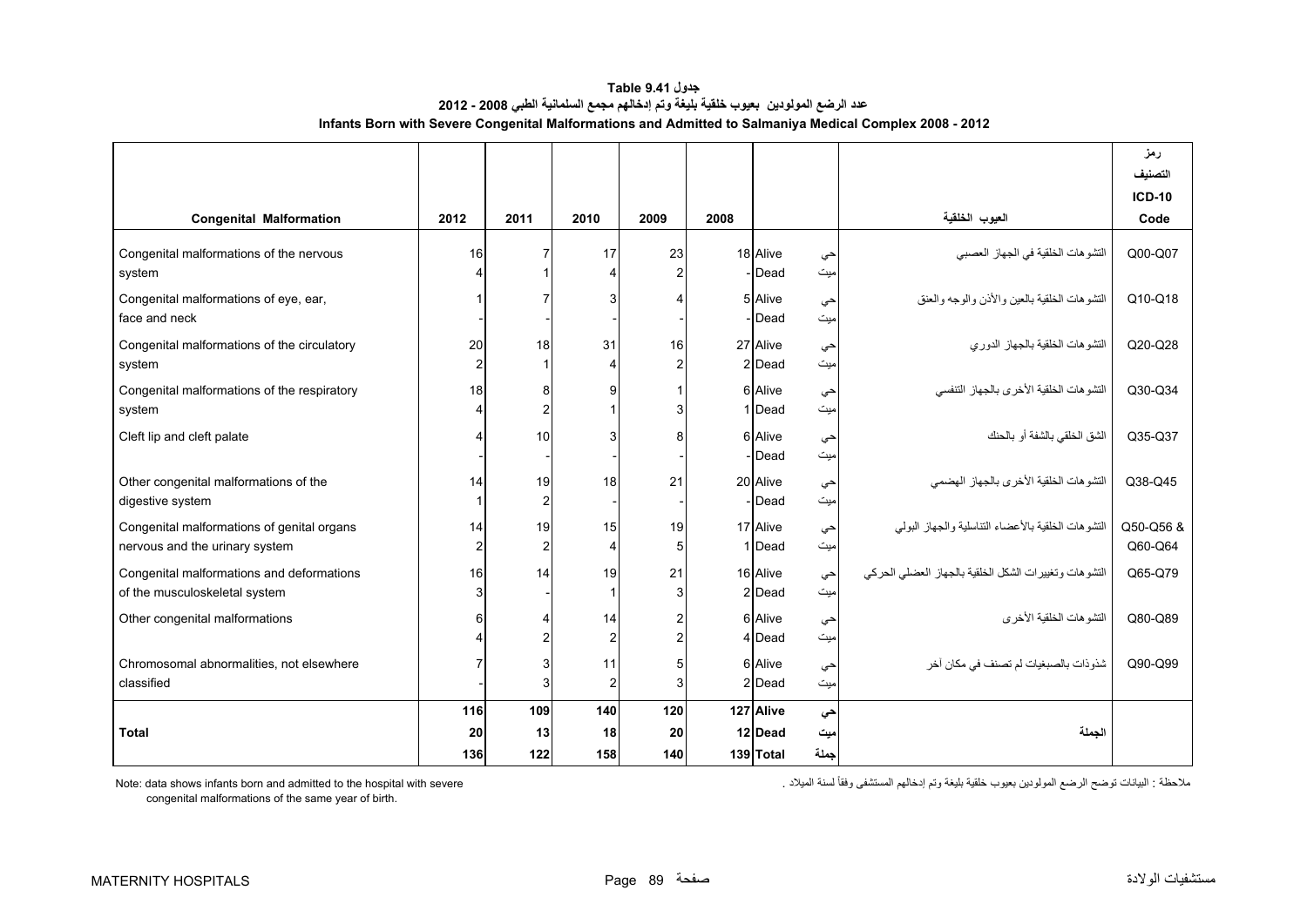# جدول 9.41 Table

## عدد الرضع المولودين بعيوب خلقية بليغة وتم إدخالهم مجمع السلمانية الطبي 2008 - 2012

## Infants Born with Severe Congenital Malformations and Admitted to Salmaniya Medical Complex 2008 - 2012

| Congenital Malformation | 2012 | 2011 | 2010 | 2009 | 2008 | | | العيوب الخلقية | رمز التصنيف ICD-10 Code |
|---|---|---|---|---|---|---|---|---|---|
| Congenital malformations of the nervous system | 16 | 7 | 17 | 23 | 18 | Alive | حي | التشوهات الخلقية في الجهاز العصبي | Q00-Q07 |
| | 4 | 1 | 4 | 2 | - | Dead | ميت | | |
| Congenital malformations of eye, ear, face and neck | 1 | 7 | 3 | 4 | 5 | Alive | حي | التشوهات الخلقية بالعين والأذن والوجه والعنق | Q10-Q18 |
| | - | - | - | - | - | Dead | ميت | | |
| Congenital malformations of the circulatory system | 20 | 18 | 31 | 16 | 27 | Alive | حي | التشوهات الخلقية بالجهاز الدوري | Q20-Q28 |
| | 2 | 1 | 4 | 2 | 2 | Dead | ميت | | |
| Congenital malformations of the respiratory system | 18 | 8 | 9 | 1 | 6 | Alive | حي | التشوهات الخلقية الأخرى بالجهاز التنفسي | Q30-Q34 |
| | 4 | 2 | 1 | 3 | 1 | Dead | ميت | | |
| Cleft lip and cleft palate | 4 | 10 | 3 | 8 | 6 | Alive | حي | الشق الخلقي بالشفة أو بالحنك | Q35-Q37 |
| | - | - | - | - | - | Dead | ميت | | |
| Other congenital malformations of the digestive system | 14 | 19 | 18 | 21 | 20 | Alive | حي | التشوهات الخلقية الأخرى بالجهاز الهضمي | Q38-Q45 |
| | 1 | 2 | - | - | - | Dead | ميت | | |
| Congenital malformations of genital organs nervous and the urinary system | 14 | 19 | 15 | 19 | 17 | Alive | حي | التشوهات الخلقية بالأعضاء التناسلية والجهاز البولي | Q50-Q56 & Q60-Q64 |
| | 2 | 2 | 4 | 5 | 1 | Dead | ميت | | |
| Congenital malformations and deformations of the musculoskeletal system | 16 | 14 | 19 | 21 | 16 | Alive | حي | التشوهات وتغييرات الشكل الخلقية بالجهاز العضلي الحركي | Q65-Q79 |
| | 3 | - | 1 | 3 | 2 | Dead | ميت | | |
| Other congenital malformations | 6 | 4 | 14 | 2 | 6 | Alive | حي | التشوهات الخلقية الأخرى | Q80-Q89 |
| | 4 | 2 | 2 | 2 | 4 | Dead | ميت | | |
| Chromosomal abnormalities, not elsewhere classified | 7 | 3 | 11 | 5 | 6 | Alive | حي | شذوذات بالصبغيات لم تصنف في مكان آخر | Q90-Q99 |
| | - | 3 | 2 | 3 | 2 | Dead | ميت | | |
| | **116** | **109** | **140** | **120** | **127** | **Alive** | **حي** | | |
| **Total** | **20** | **13** | **18** | **20** | **12** | **Dead** | **ميت** | **الجملة** | |
| | **136** | **122** | **158** | **140** | **139** | **Total** | **جملة** | | |

Note: data shows infants born and admitted to the hospital with severe congenital malformations of the same year of birth.

ملاحظة : البيانات توضح الرضع المولودين بعيوب خلقية بليغة وتم إدخالهم المستشفى وفقاً لسنة الميلاد .